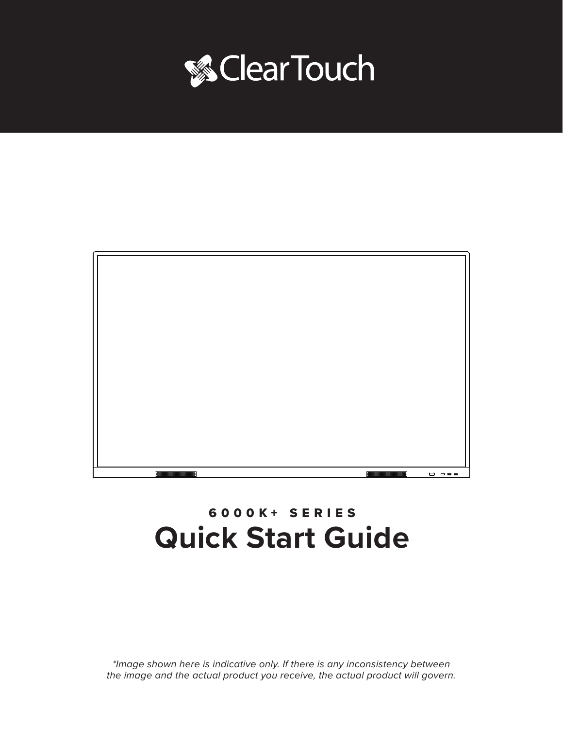ClearTouch

6000K+ SERIES

# Quick Start Guide

*\*Image shown here is indicative only. If there is any inconsistency between the image and the actual product you receive, the actual product will govern.*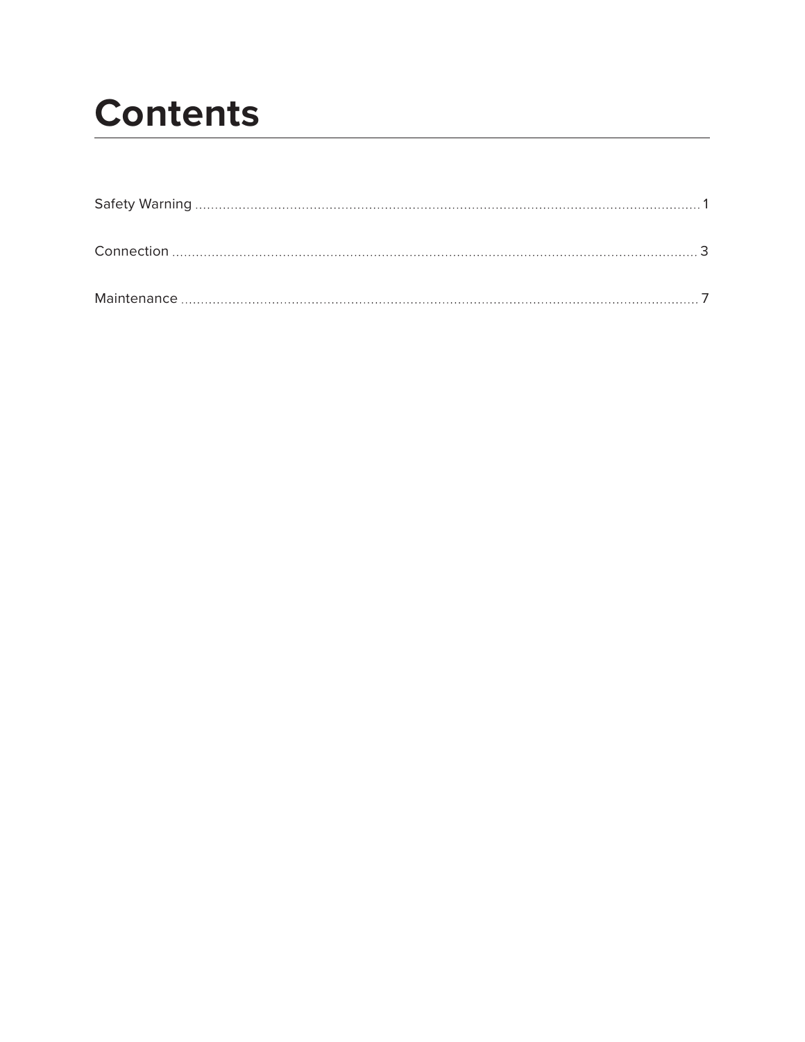# Contents

Safety Warning ........................................................................ 1

Connection ............................................................................ 3

Maintenance .......................................................................... 7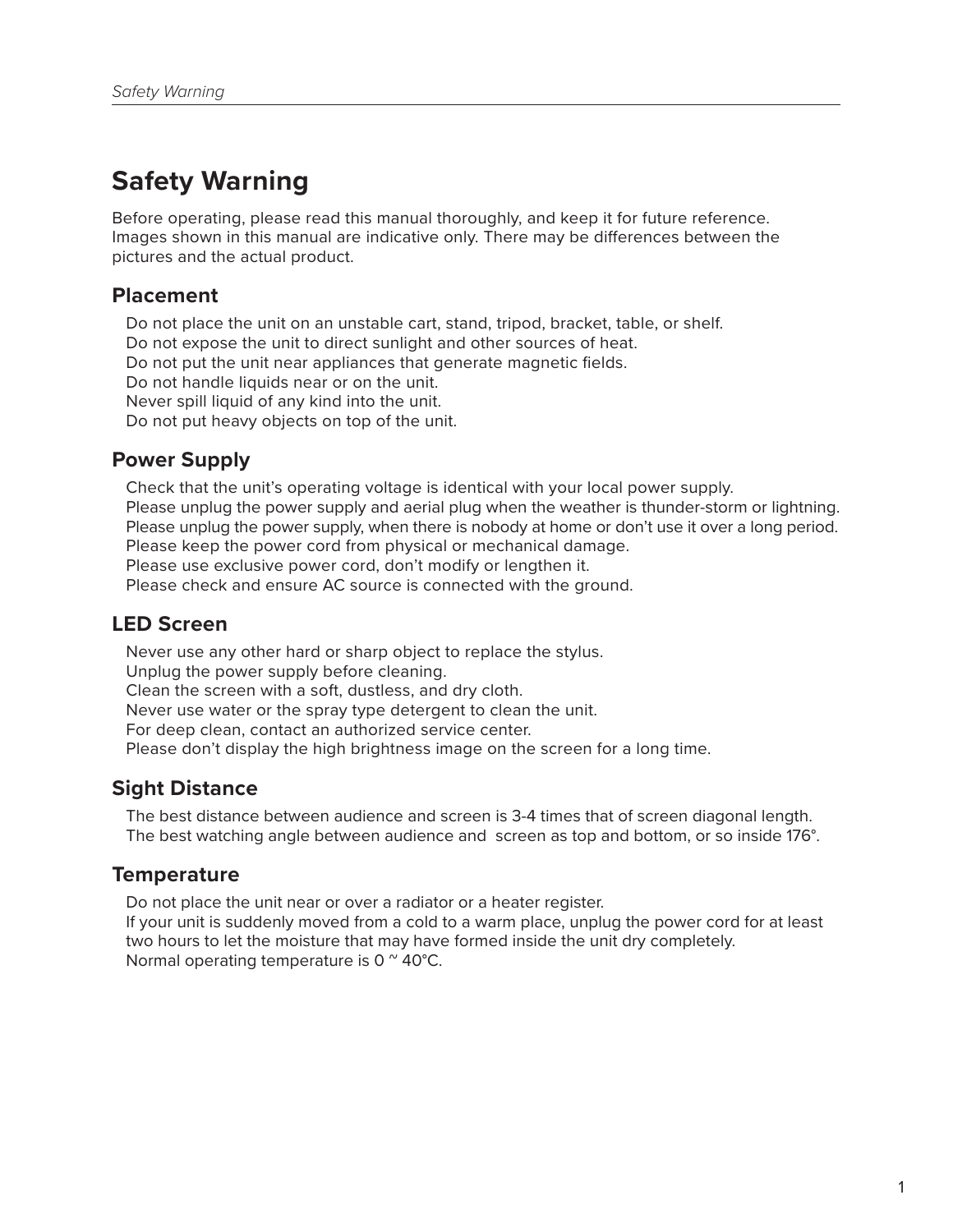# Safety Warning

Before operating, please read this manual thoroughly, and keep it for future reference. Images shown in this manual are indicative only. There may be differences between the pictures and the actual product.

## Placement

Do not place the unit on an unstable cart, stand, tripod, bracket, table, or shelf.
Do not expose the unit to direct sunlight and other sources of heat.
Do not put the unit near appliances that generate magnetic fields.
Do not handle liquids near or on the unit.
Never spill liquid of any kind into the unit.
Do not put heavy objects on top of the unit.

## Power Supply

Check that the unit's operating voltage is identical with your local power supply.
Please unplug the power supply and aerial plug when the weather is thunder-storm or lightning.
Please unplug the power supply, when there is nobody at home or don't use it over a long period.
Please keep the power cord from physical or mechanical damage.
Please use exclusive power cord, don't modify or lengthen it.
Please check and ensure AC source is connected with the ground.

## LED Screen

Never use any other hard or sharp object to replace the stylus.
Unplug the power supply before cleaning.
Clean the screen with a soft, dustless, and dry cloth.
Never use water or the spray type detergent to clean the unit.
For deep clean, contact an authorized service center.
Please don't display the high brightness image on the screen for a long time.

## Sight Distance

The best distance between audience and screen is 3-4 times that of screen diagonal length.
The best watching angle between audience and screen as top and bottom, or so inside 176°.

## Temperature

Do not place the unit near or over a radiator or a heater register.
If your unit is suddenly moved from a cold to a warm place, unplug the power cord for at least two hours to let the moisture that may have formed inside the unit dry completely.
Normal operating temperature is 0 ~ 40°C.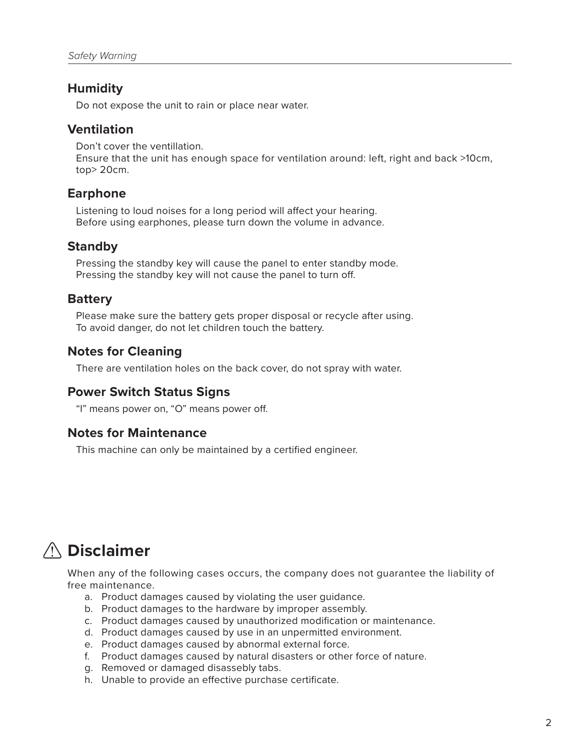### Humidity

Do not expose the unit to rain or place near water.

### Ventilation

Don't cover the ventillation.
Ensure that the unit has enough space for ventilation around: left, right and back >10cm, top> 20cm.

### Earphone

Listening to loud noises for a long period will affect your hearing.
Before using earphones, please turn down the volume in advance.

### Standby

Pressing the standby key will cause the panel to enter standby mode.
Pressing the standby key will not cause the panel to turn off.

### Battery

Please make sure the battery gets proper disposal or recycle after using.
To avoid danger, do not let children touch the battery.

### Notes for Cleaning

There are ventilation holes on the back cover, do not spray with water.

### Power Switch Status Signs

"I" means power on, "O" means power off.

### Notes for Maintenance

This machine can only be maintained by a certified engineer.

## ⚠ Disclaimer

When any of the following cases occurs, the company does not guarantee the liability of free maintenance.

a. Product damages caused by violating the user guidance.
b. Product damages to the hardware by improper assembly.
c. Product damages caused by unauthorized modification or maintenance.
d. Product damages caused by use in an unpermitted environment.
e. Product damages caused by abnormal external force.
f. Product damages caused by natural disasters or other force of nature.
g. Removed or damaged disassebly tabs.
h. Unable to provide an effective purchase certificate.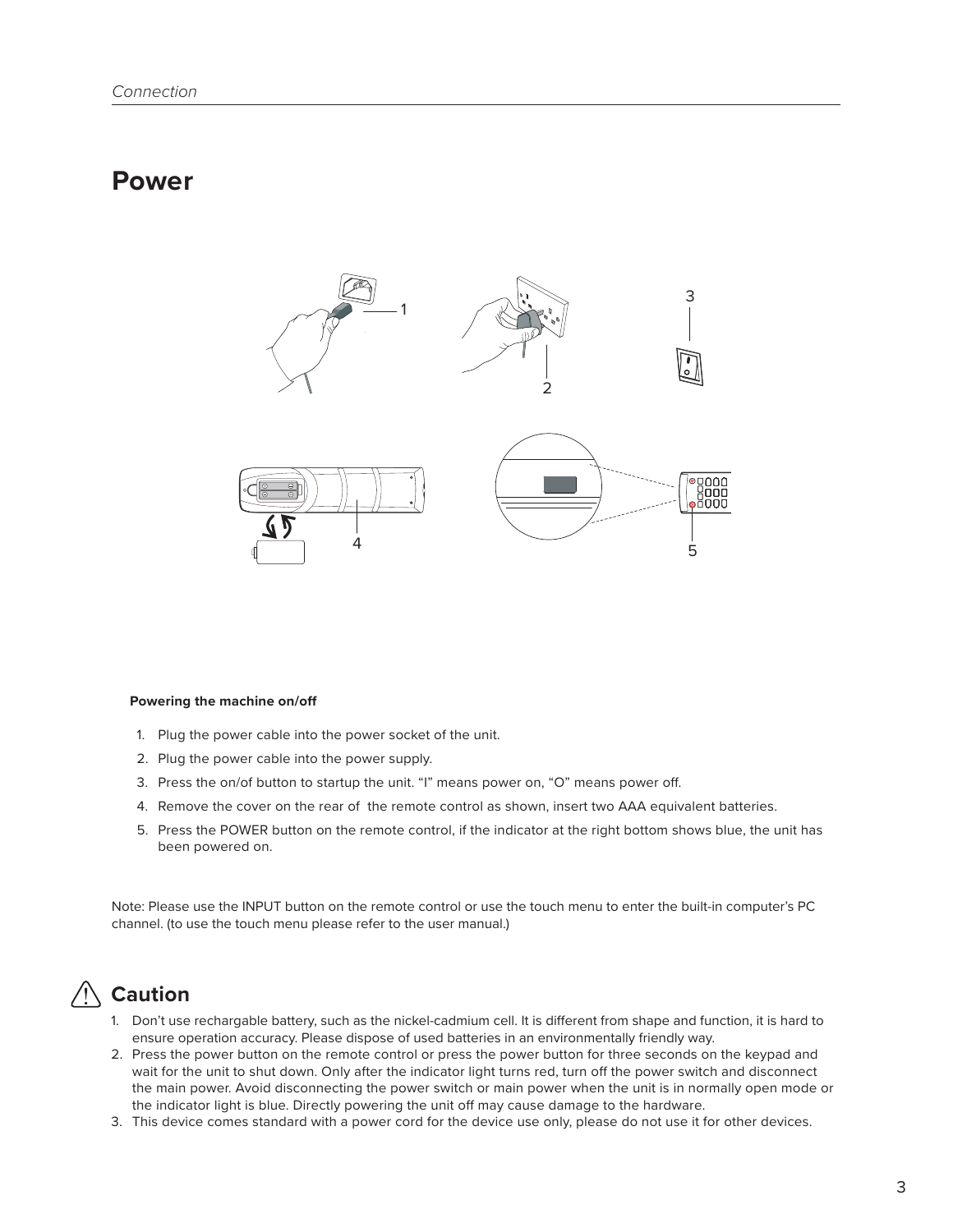# Power

**Powering the machine on/off**

1. Plug the power cable into the power socket of the unit.
2. Plug the power cable into the power supply.
3. Press the on/of button to startup the unit. “I” means power on, “O” means power off.
4. Remove the cover on the rear of  the remote control as shown, insert two AAA equivalent batteries.
5. Press the POWER button on the remote control, if the indicator at the right bottom shows blue, the unit has been powered on.

Note: Please use the INPUT button on the remote control or use the touch menu to enter the built-in computer’s PC channel. (to use the touch menu please refer to the user manual.)

## Caution

1. Don’t use rechargable battery, such as the nickel-cadmium cell. It is different from shape and function, it is hard to ensure operation accuracy. Please dispose of used batteries in an environmentally friendly way.
2. Press the power button on the remote control or press the power button for three seconds on the keypad and wait for the unit to shut down. Only after the indicator light turns red, turn off the power switch and disconnect the main power. Avoid disconnecting the power switch or main power when the unit is in normally open mode or the indicator light is blue. Directly powering the unit off may cause damage to the hardware.
3. This device comes standard with a power cord for the device use only, please do not use it for other devices.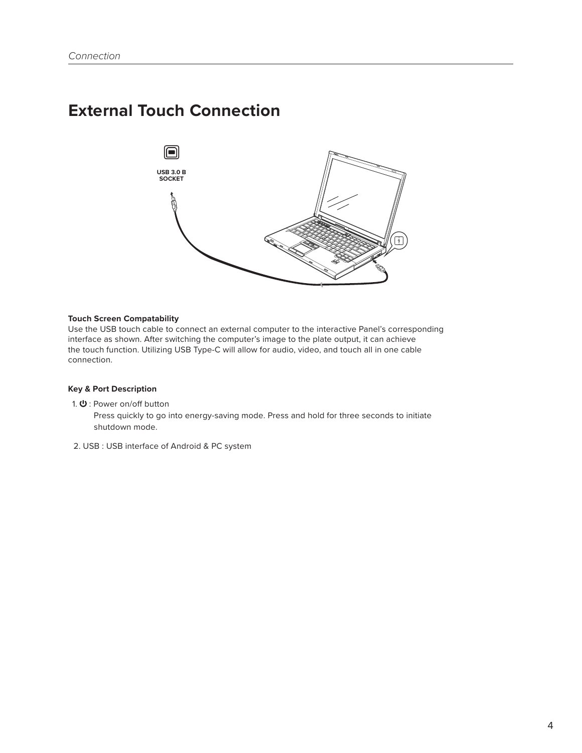# External Touch Connection

USB 3.0 B SOCKET

**Touch Screen Compatability**

Use the USB touch cable to connect an external computer to the interactive Panel's corresponding interface as shown. After switching the computer's image to the plate output, it can achieve the touch function. Utilizing USB Type-C will allow for audio, video, and touch all in one cable connection.

**Key & Port Description**

1. ⏻ : Power on/off button

   Press quickly to go into energy-saving mode. Press and hold for three seconds to initiate shutdown mode.

2. USB : USB interface of Android & PC system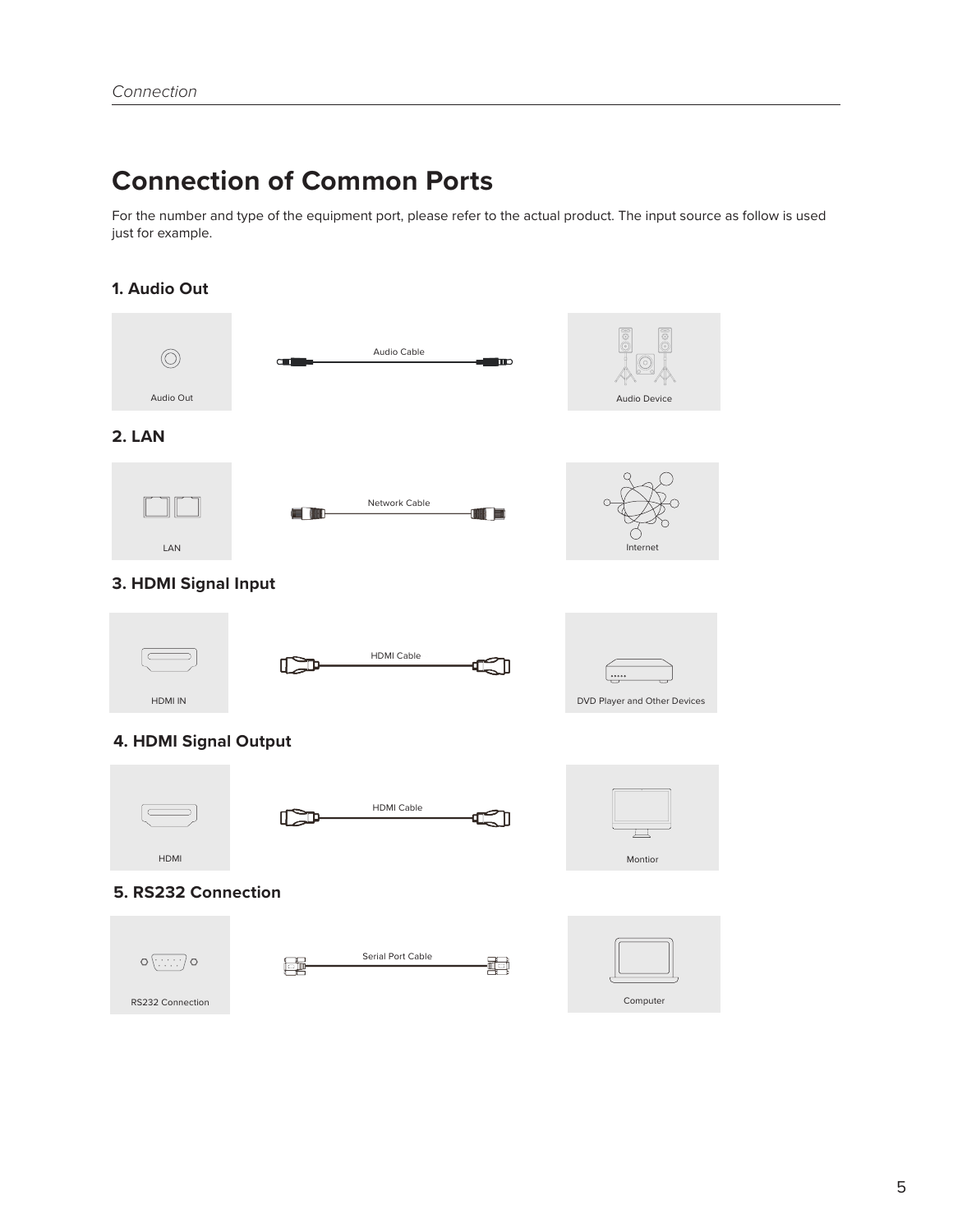# Connection of Common Ports

For the number and type of the equipment port, please refer to the actual product. The input source as follow is used just for example.

### 1. Audio Out

Audio Out — Audio Cable — Audio Device

### 2. LAN

LAN — Network Cable — Internet

### 3. HDMI Signal Input

HDMI IN — HDMI Cable — DVD Player and Other Devices

### 4. HDMI Signal Output

HDMI — HDMI Cable — Montior

### 5. RS232 Connection

RS232 Connection — Serial Port Cable — Computer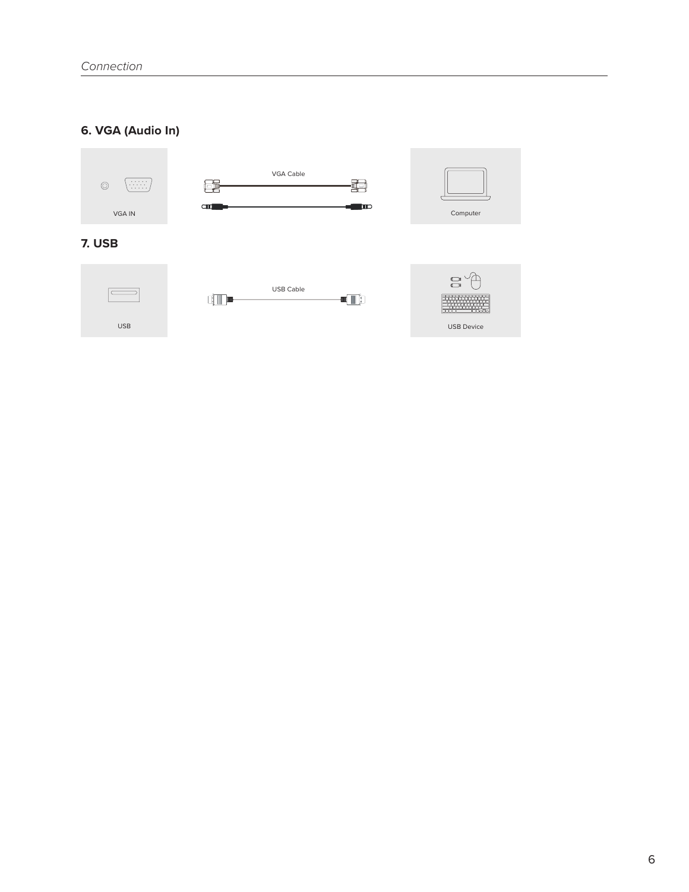## 6. VGA (Audio In)

VGA IN

VGA Cable

Computer

## 7. USB

USB

USB Cable

USB Device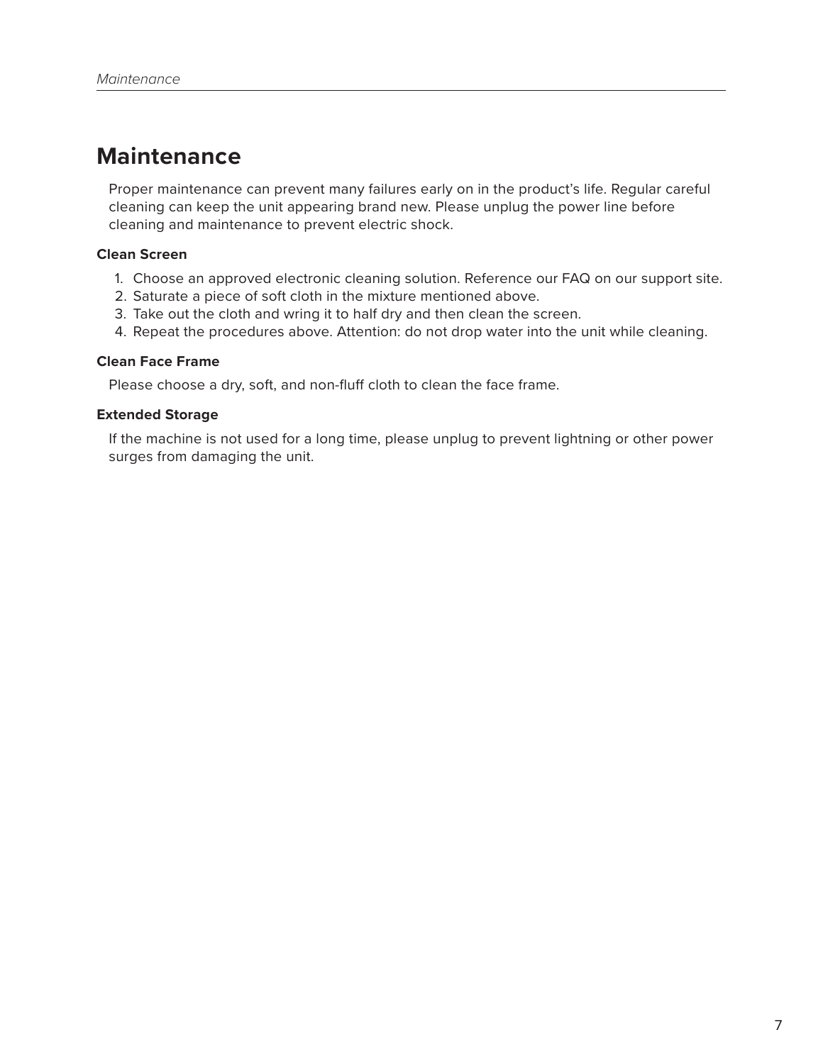# Maintenance

Proper maintenance can prevent many failures early on in the product's life. Regular careful cleaning can keep the unit appearing brand new. Please unplug the power line before cleaning and maintenance to prevent electric shock.

**Clean Screen**

1. Choose an approved electronic cleaning solution. Reference our FAQ on our support site.
2. Saturate a piece of soft cloth in the mixture mentioned above.
3. Take out the cloth and wring it to half dry and then clean the screen.
4. Repeat the procedures above. Attention: do not drop water into the unit while cleaning.

**Clean Face Frame**

Please choose a dry, soft, and non-fluff cloth to clean the face frame.

**Extended Storage**

If the machine is not used for a long time, please unplug to prevent lightning or other power surges from damaging the unit.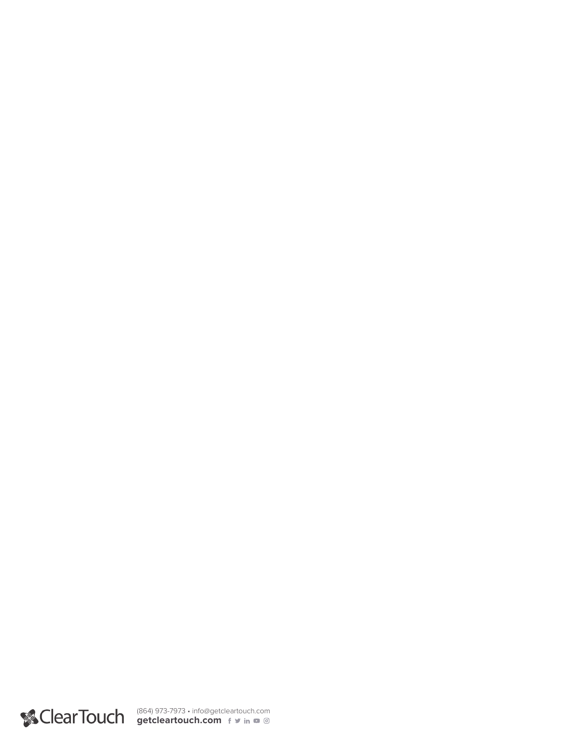ClearTouch (864) 973-7973 • info@getcleartouch.com
**getcleartouch.com**